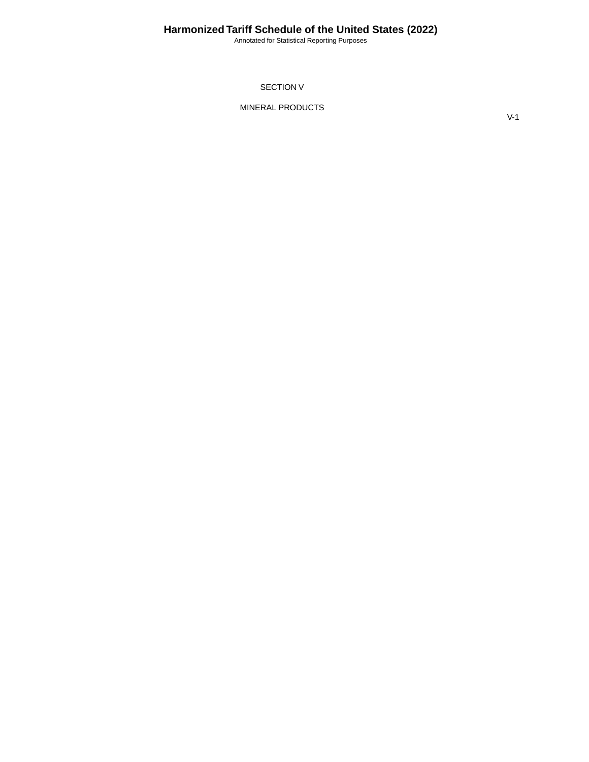# SECTION V

## MINERAL PRODUCTS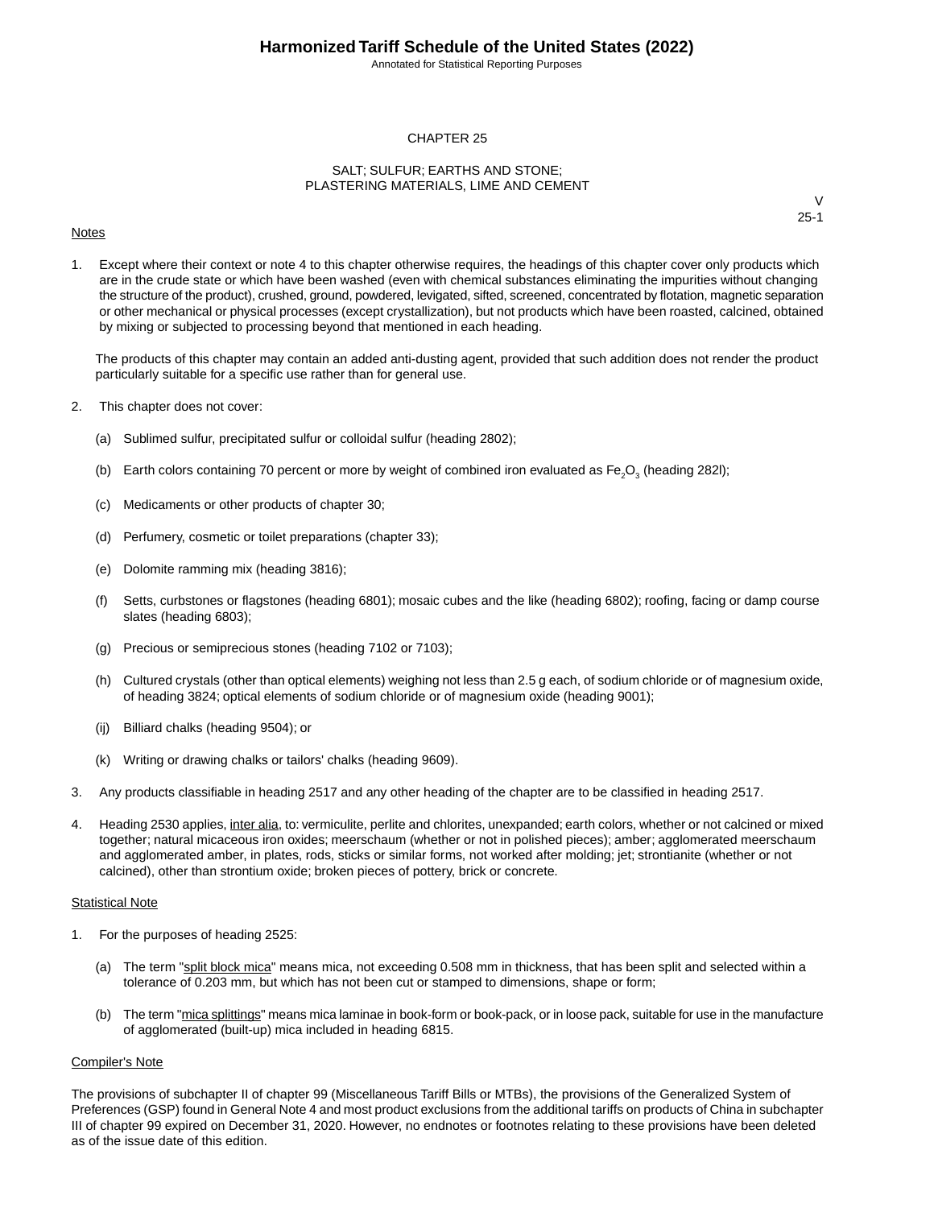# CHAPTER 25

## SALT; SULFUR; EARTHS AND STONE; PLASTERING MATERIALS, LIME AND CEMENT

V
25-1

Notes

1. Except where their context or note 4 to this chapter otherwise requires, the headings of this chapter cover only products which are in the crude state or which have been washed (even with chemical substances eliminating the impurities without changing the structure of the product), crushed, ground, powdered, levigated, sifted, screened, concentrated by flotation, magnetic separation or other mechanical or physical processes (except crystallization), but not products which have been roasted, calcined, obtained by mixing or subjected to processing beyond that mentioned in each heading.

   The products of this chapter may contain an added anti-dusting agent, provided that such addition does not render the product particularly suitable for a specific use rather than for general use.

2. This chapter does not cover:

   (a) Sublimed sulfur, precipitated sulfur or colloidal sulfur (heading 2802);

   (b) Earth colors containing 70 percent or more by weight of combined iron evaluated as $Fe_2O_3$ (heading 282l);

   (c) Medicaments or other products of chapter 30;

   (d) Perfumery, cosmetic or toilet preparations (chapter 33);

   (e) Dolomite ramming mix (heading 3816);

   (f) Setts, curbstones or flagstones (heading 6801); mosaic cubes and the like (heading 6802); roofing, facing or damp course slates (heading 6803);

   (g) Precious or semiprecious stones (heading 7102 or 7103);

   (h) Cultured crystals (other than optical elements) weighing not less than 2.5 g each, of sodium chloride or of magnesium oxide, of heading 3824; optical elements of sodium chloride or of magnesium oxide (heading 9001);

   (ij) Billiard chalks (heading 9504); or

   (k) Writing or drawing chalks or tailors' chalks (heading 9609).

3. Any products classifiable in heading 2517 and any other heading of the chapter are to be classified in heading 2517.

4. Heading 2530 applies, inter alia, to: vermiculite, perlite and chlorites, unexpanded; earth colors, whether or not calcined or mixed together; natural micaceous iron oxides; meerschaum (whether or not in polished pieces); amber; agglomerated meerschaum and agglomerated amber, in plates, rods, sticks or similar forms, not worked after molding; jet; strontianite (whether or not calcined), other than strontium oxide; broken pieces of pottery, brick or concrete.

Statistical Note

1. For the purposes of heading 2525:

   (a) The term "split block mica" means mica, not exceeding 0.508 mm in thickness, that has been split and selected within a tolerance of 0.203 mm, but which has not been cut or stamped to dimensions, shape or form;

   (b) The term "mica splittings" means mica laminae in book-form or book-pack, or in loose pack, suitable for use in the manufacture of agglomerated (built-up) mica included in heading 6815.

Compiler's Note

The provisions of subchapter II of chapter 99 (Miscellaneous Tariff Bills or MTBs), the provisions of the Generalized System of Preferences (GSP) found in General Note 4 and most product exclusions from the additional tariffs on products of China in subchapter III of chapter 99 expired on December 31, 2020. However, no endnotes or footnotes relating to these provisions have been deleted as of the issue date of this edition.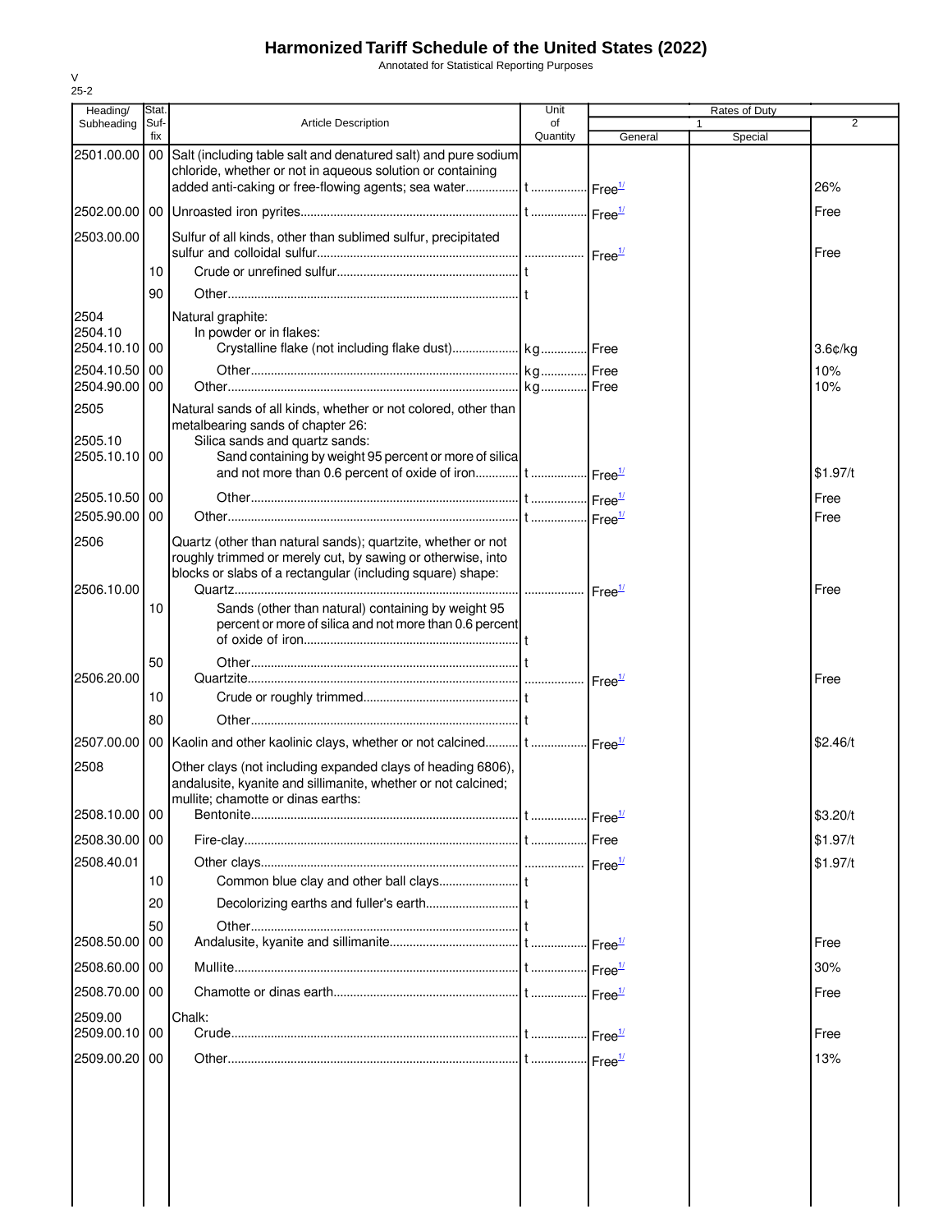# Harmonized Tariff Schedule of the United States (2022)

Annotated for Statistical Reporting Purposes

V
25-2

| Heading/ Subheading | Stat. Suf-fix | Article Description | Unit of Quantity | Rates of Duty 1 General | Rates of Duty 1 Special | Rates of Duty 2 |
|---|---|---|---|---|---|---|
| 2501.00.00 | 00 | Salt (including table salt and denatured salt) and pure sodium chloride, whether or not in aqueous solution or containing added anti-caking or free-flowing agents; sea water | t | Free[1/] | | 26% |
| 2502.00.00 | 00 | Unroasted iron pyrites | t | Free[1/] | | Free |
| 2503.00.00 | | Sulfur of all kinds, other than sublimed sulfur, precipitated sulfur and colloidal sulfur | | Free[1/] | | Free |
| | 10 | Crude or unrefined sulfur | t | | | |
| | 90 | Other | t | | | |
| 2504 | | Natural graphite: | | | | |
| 2504.10 | | In powder or in flakes: | | | | |
| 2504.10.10 | 00 | Crystalline flake (not including flake dust) | kg | Free | | 3.6¢/kg |
| 2504.10.50 | 00 | Other | kg | Free | | 10% |
| 2504.90.00 | 00 | Other | kg | Free | | 10% |
| 2505 | | Natural sands of all kinds, whether or not colored, other than metalbearing sands of chapter 26: | | | | |
| 2505.10 | | Silica sands and quartz sands: | | | | |
| 2505.10.10 | 00 | Sand containing by weight 95 percent or more of silica and not more than 0.6 percent of oxide of iron | t | Free[1/] | | $1.97/t |
| 2505.10.50 | 00 | Other | t | Free[1/] | | Free |
| 2505.90.00 | 00 | Other | t | Free[1/] | | Free |
| 2506 | | Quartz (other than natural sands); quartzite, whether or not roughly trimmed or merely cut, by sawing or otherwise, into blocks or slabs of a rectangular (including square) shape: | | | | |
| 2506.10.00 | | Quartz | | Free[1/] | | Free |
| | 10 | Sands (other than natural) containing by weight 95 percent or more of silica and not more than 0.6 percent of oxide of iron | t | | | |
| | 50 | Other | t | | | |
| 2506.20.00 | | Quartzite | | Free[1/] | | Free |
| | 10 | Crude or roughly trimmed | t | | | |
| | 80 | Other | t | | | |
| 2507.00.00 | 00 | Kaolin and other kaolinic clays, whether or not calcined | t | Free[1/] | | $2.46/t |
| 2508 | | Other clays (not including expanded clays of heading 6806), andalusite, kyanite and sillimanite, whether or not calcined; mullite; chamotte or dinas earths: | | | | |
| 2508.10.00 | 00 | Bentonite | t | Free[1/] | | $3.20/t |
| 2508.30.00 | 00 | Fire-clay | t | Free | | $1.97/t |
| 2508.40.01 | | Other clays | | Free[1/] | | $1.97/t |
| | 10 | Common blue clay and other ball clays | t | | | |
| | 20 | Decolorizing earths and fuller's earth | t | | | |
| | 50 | Other | t | | | |
| 2508.50.00 | 00 | Andalusite, kyanite and sillimanite | t | Free[1/] | | Free |
| 2508.60.00 | 00 | Mullite | t | Free[1/] | | 30% |
| 2508.70.00 | 00 | Chamotte or dinas earth | t | Free[1/] | | Free |
| 2509.00 | | Chalk: | | | | |
| 2509.00.10 | 00 | Crude | t | Free[1/] | | Free |
| 2509.00.20 | 00 | Other | t | Free[1/] | | 13% |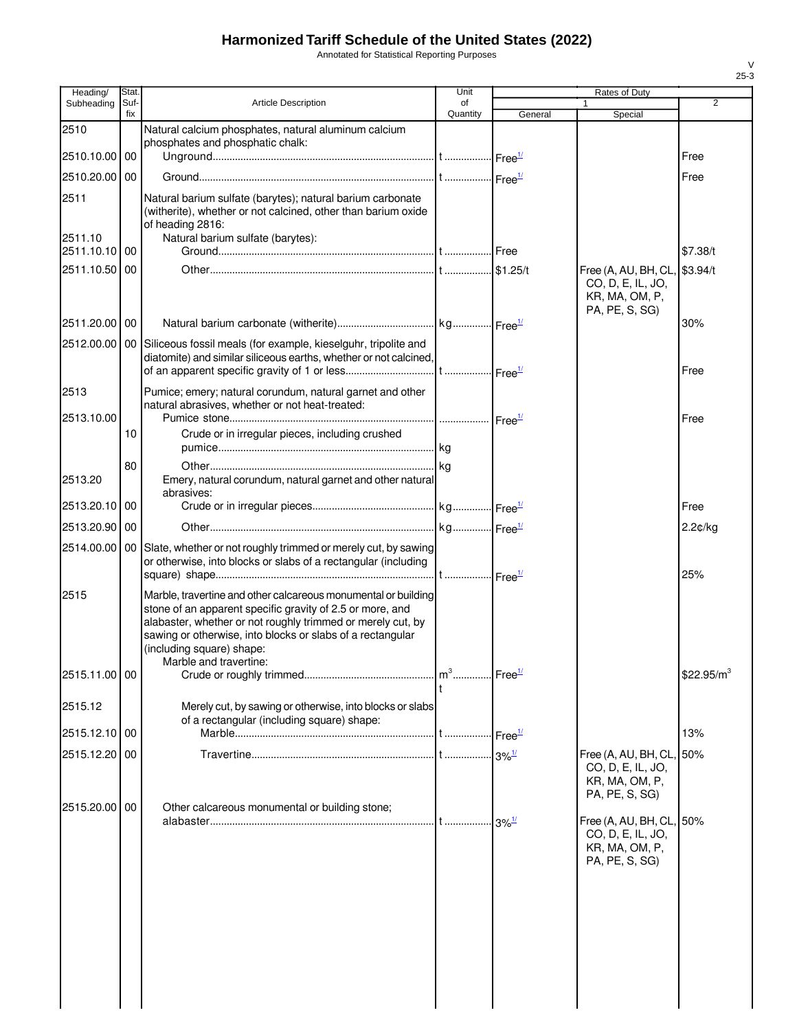# Harmonized Tariff Schedule of the United States (2022)

Annotated for Statistical Reporting Purposes

| Heading/ Subheading | Stat. Suf- fix | Article Description | Unit of Quantity | Rates of Duty 1 General | Special | 2 |
|---|---|---|---|---|---|---|
| 2510 | | Natural calcium phosphates, natural aluminum calcium phosphates and phosphatic chalk: | | | | |
| 2510.10.00 | 00 | Unground | t | Free[1/] | | Free |
| 2510.20.00 | 00 | Ground | t | Free[1/] | | Free |
| 2511 | | Natural barium sulfate (barytes); natural barium carbonate (witherite), whether or not calcined, other than barium oxide of heading 2816: | | | | |
| 2511.10 | | Natural barium sulfate (barytes): | | | | |
| 2511.10.10 | 00 | Ground | t | Free | | $7.38/t |
| 2511.10.50 | 00 | Other | t | $1.25/t | Free (A, AU, BH, CL, CO, D, E, IL, JO, KR, MA, OM, P, PA, PE, S, SG) | $3.94/t |
| 2511.20.00 | 00 | Natural barium carbonate (witherite) | kg | Free[1/] | | 30% |
| 2512.00.00 | 00 | Siliceous fossil meals (for example, kieselguhr, tripolite and diatomite) and similar siliceous earths, whether or not calcined, of an apparent specific gravity of 1 or less | t | Free[1/] | | Free |
| 2513 | | Pumice; emery; natural corundum, natural garnet and other natural abrasives, whether or not heat-treated: | | | | |
| 2513.10.00 | | Pumice stone | | Free[1/] | | Free |
| | 10 | Crude or in irregular pieces, including crushed pumice | kg | | | |
| | 80 | Other | kg | | | |
| 2513.20 | | Emery, natural corundum, natural garnet and other natural abrasives: | | | | |
| 2513.20.10 | 00 | Crude or in irregular pieces | kg | Free[1/] | | Free |
| 2513.20.90 | 00 | Other | kg | Free[1/] | | 2.2¢/kg |
| 2514.00.00 | 00 | Slate, whether or not roughly trimmed or merely cut, by sawing or otherwise, into blocks or slabs of a rectangular (including square) shape | t | Free[1/] | | 25% |
| 2515 | | Marble, travertine and other calcareous monumental or building stone of an apparent specific gravity of 2.5 or more, and alabaster, whether or not roughly trimmed or merely cut, by sawing or otherwise, into blocks or slabs of a rectangular (including square) shape: | | | | |
| | | Marble and travertine: | | | | |
| 2515.11.00 | 00 | Crude or roughly trimmed | $m^3$ t | Free[1/] | | $22.95/m^3$ |
| 2515.12 | | Merely cut, by sawing or otherwise, into blocks or slabs of a rectangular (including square) shape: | | | | |
| 2515.12.10 | 00 | Marble | t | Free[1/] | | 13% |
| 2515.12.20 | 00 | Travertine | t | 3%[1/] | Free (A, AU, BH, CL, CO, D, E, IL, JO, KR, MA, OM, P, PA, PE, S, SG) | 50% |
| 2515.20.00 | 00 | Other calcareous monumental or building stone; alabaster | t | 3%[1/] | Free (A, AU, BH, CL, CO, D, E, IL, JO, KR, MA, OM, P, PA, PE, S, SG) | 50% |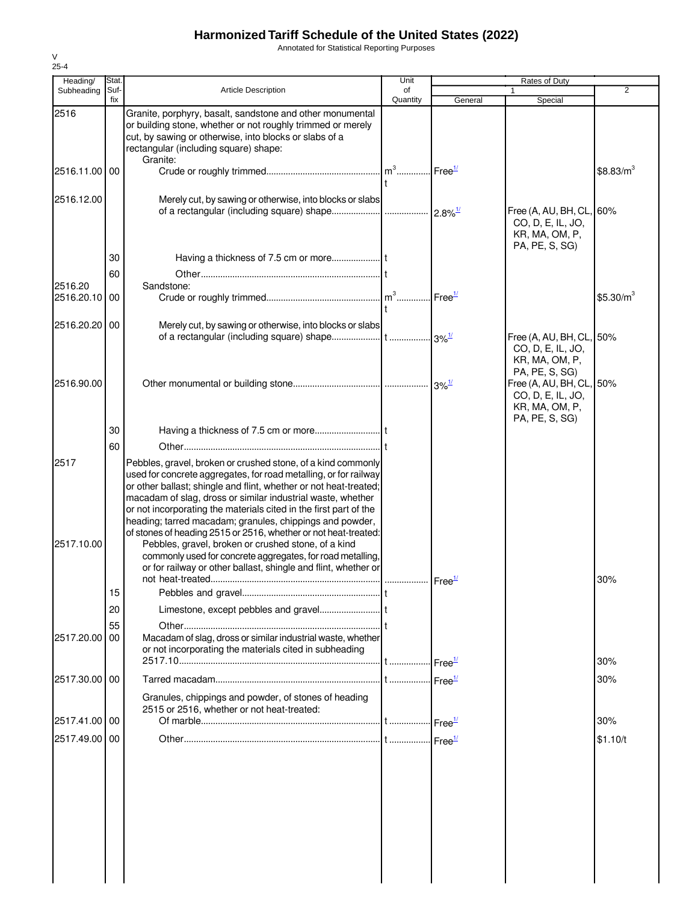# Harmonized Tariff Schedule of the United States (2022)

Annotated for Statistical Reporting Purposes

V
25-4

| Heading/ Subheading | Stat. Suf- fix | Article Description | Unit of Quantity | Rates of Duty 1 General | Special | 2 |
|---|---|---|---|---|---|---|
| 2516 | | Granite, porphyry, basalt, sandstone and other monumental or building stone, whether or not roughly trimmed or merely cut, by sawing or otherwise, into blocks or slabs of a rectangular (including square) shape: | | | | |
| | | Granite: | | | | |
| 2516.11.00 | 00 | Crude or roughly trimmed | $m^3$ t | Free1/ | | $8.83/$m^3$ |
| 2516.12.00 | | Merely cut, by sawing or otherwise, into blocks or slabs of a rectangular (including square) shape | | 2.8%1/ | Free (A, AU, BH, CL, CO, D, E, IL, JO, KR, MA, OM, P, PA, PE, S, SG) | 60% |
| | 30 | Having a thickness of 7.5 cm or more | t | | | |
| | 60 | Other | t | | | |
| 2516.20 | | Sandstone: | | | | |
| 2516.20.10 | 00 | Crude or roughly trimmed | $m^3$ t | Free1/ | | $5.30/$m^3$ |
| 2516.20.20 | 00 | Merely cut, by sawing or otherwise, into blocks or slabs of a rectangular (including square) shape | t | 3%1/ | Free (A, AU, BH, CL, CO, D, E, IL, JO, KR, MA, OM, P, PA, PE, S, SG) | 50% |
| 2516.90.00 | | Other monumental or building stone | | 3%1/ | Free (A, AU, BH, CL, CO, D, E, IL, JO, KR, MA, OM, P, PA, PE, S, SG) | 50% |
| | 30 | Having a thickness of 7.5 cm or more | t | | | |
| | 60 | Other | t | | | |
| 2517 | | Pebbles, gravel, broken or crushed stone, of a kind commonly used for concrete aggregates, for road metalling, or for railway or other ballast; shingle and flint, whether or not heat-treated; macadam of slag, dross or similar industrial waste, whether or not incorporating the materials cited in the first part of the heading; tarred macadam; granules, chippings and powder, of stones of heading 2515 or 2516, whether or not heat-treated: | | | | |
| 2517.10.00 | | Pebbles, gravel, broken or crushed stone, of a kind commonly used for concrete aggregates, for road metalling, or for railway or other ballast, shingle and flint, whether or not heat-treated | | Free1/ | | 30% |
| | 15 | Pebbles and gravel | t | | | |
| | 20 | Limestone, except pebbles and gravel | t | | | |
| | 55 | Other | t | | | |
| 2517.20.00 | 00 | Macadam of slag, dross or similar industrial waste, whether or not incorporating the materials cited in subheading 2517.10 | t | Free1/ | | 30% |
| 2517.30.00 | 00 | Tarred macadam | t | Free1/ | | 30% |
| | | Granules, chippings and powder, of stones of heading 2515 or 2516, whether or not heat-treated: | | | | |
| 2517.41.00 | 00 | Of marble | t | Free1/ | | 30% |
| 2517.49.00 | 00 | Other | t | Free1/ | | $1.10/t |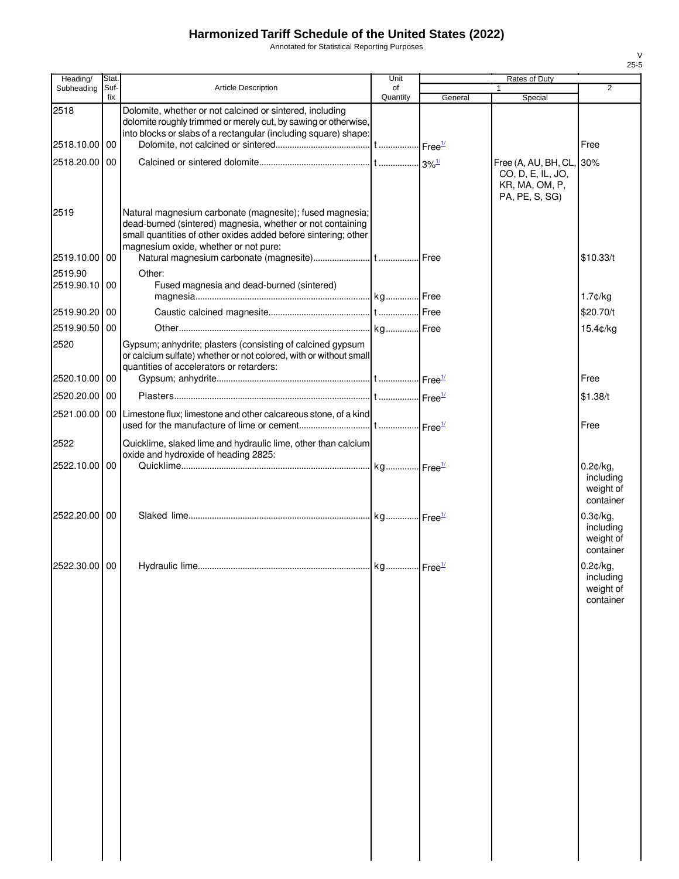# Harmonized Tariff Schedule of the United States (2022)

Annotated for Statistical Reporting Purposes

| Heading/ Subheading | Stat. Suf- fix | Article Description | Unit of Quantity | Rates of Duty 1 General | Special | 2 |
|---|---|---|---|---|---|---|
| 2518 | | Dolomite, whether or not calcined or sintered, including dolomite roughly trimmed or merely cut, by sawing or otherwise, into blocks or slabs of a rectangular (including square) shape: | | | | |
| 2518.10.00 | 00 | Dolomite, not calcined or sintered | t | Free[1/] | | Free |
| 2518.20.00 | 00 | Calcined or sintered dolomite | t | 3%[1/] | Free (A, AU, BH, CL, CO, D, E, IL, JO, KR, MA, OM, P, PA, PE, S, SG) | 30% |
| 2519 | | Natural magnesium carbonate (magnesite); fused magnesia; dead-burned (sintered) magnesia, whether or not containing small quantities of other oxides added before sintering; other magnesium oxide, whether or not pure: | | | | |
| 2519.10.00 | 00 | Natural magnesium carbonate (magnesite) | t | Free | | $10.33/t |
| 2519.90 | | Other: | | | | |
| 2519.90.10 | 00 | Fused magnesia and dead-burned (sintered) magnesia | kg | Free | | 1.7¢/kg |
| 2519.90.20 | 00 | Caustic calcined magnesite | t | Free | | $20.70/t |
| 2519.90.50 | 00 | Other | kg | Free | | 15.4¢/kg |
| 2520 | | Gypsum; anhydrite; plasters (consisting of calcined gypsum or calcium sulfate) whether or not colored, with or without small quantities of accelerators or retarders: | | | | |
| 2520.10.00 | 00 | Gypsum; anhydrite | t | Free[1/] | | Free |
| 2520.20.00 | 00 | Plasters | t | Free[1/] | | $1.38/t |
| 2521.00.00 | 00 | Limestone flux; limestone and other calcareous stone, of a kind used for the manufacture of lime or cement | t | Free[1/] | | Free |
| 2522 | | Quicklime, slaked lime and hydraulic lime, other than calcium oxide and hydroxide of heading 2825: | | | | |
| 2522.10.00 | 00 | Quicklime | kg | Free[1/] | | 0.2¢/kg, including weight of container |
| 2522.20.00 | 00 | Slaked lime | kg | Free[1/] | | 0.3¢/kg, including weight of container |
| 2522.30.00 | 00 | Hydraulic lime | kg | Free[1/] | | 0.2¢/kg, including weight of container |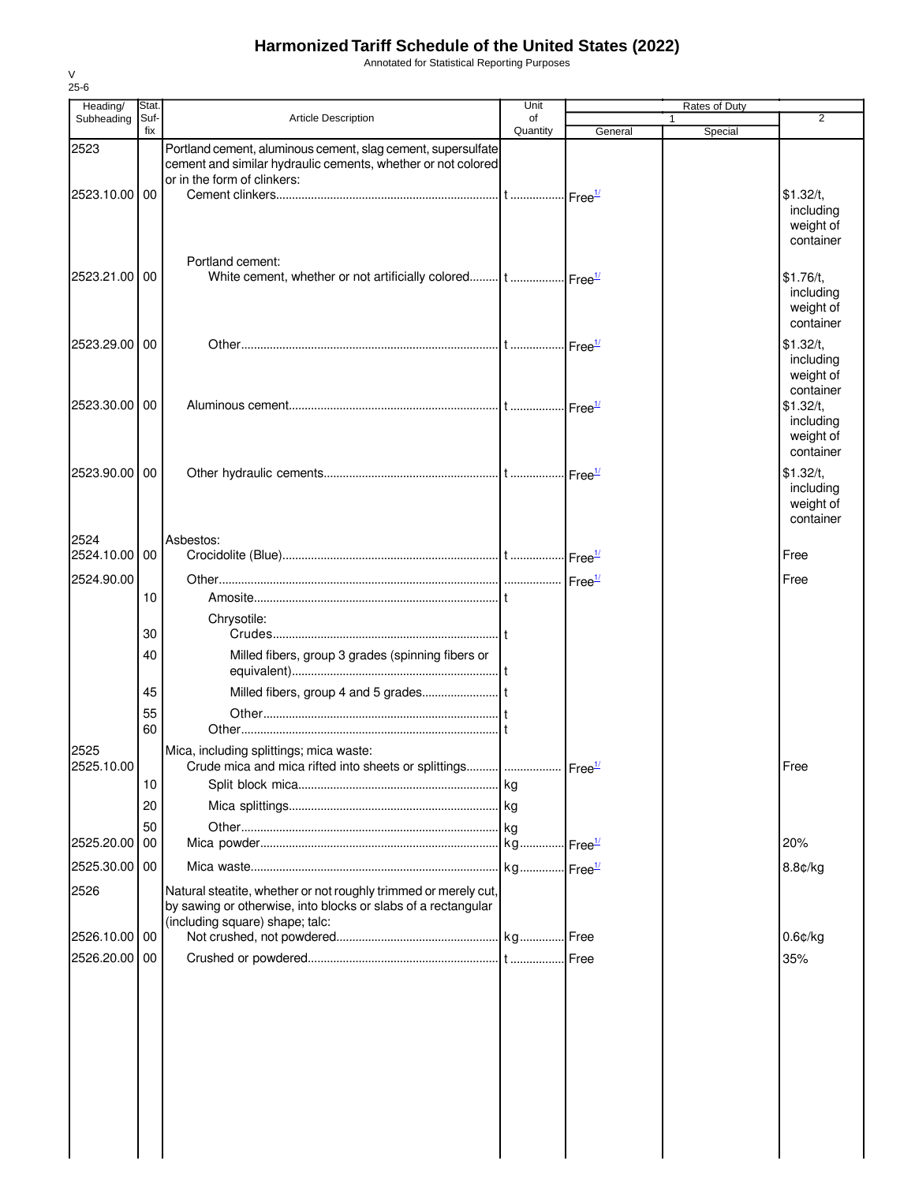# Harmonized Tariff Schedule of the United States (2022)

Annotated for Statistical Reporting Purposes

V
25-6

| Heading/ Subheading | Stat. Suf-fix | Article Description | Unit of Quantity | Rates of Duty 1 General | Special | 2 |
|---|---|---|---|---|---|---|
| 2523 | | Portland cement, aluminous cement, slag cement, supersulfate cement and similar hydraulic cements, whether or not colored or in the form of clinkers: | | | | |
| 2523.10.00 | 00 | Cement clinkers | t | Free[1/] | | $1.32/t, including weight of container |
| | | Portland cement: | | | | |
| 2523.21.00 | 00 | White cement, whether or not artificially colored | t | Free[1/] | | $1.76/t, including weight of container |
| 2523.29.00 | 00 | Other | t | Free[1/] | | $1.32/t, including weight of container |
| 2523.30.00 | 00 | Aluminous cement | t | Free[1/] | | $1.32/t, including weight of container |
| 2523.90.00 | 00 | Other hydraulic cements | t | Free[1/] | | $1.32/t, including weight of container |
| 2524 | | Asbestos: | | | | |
| 2524.10.00 | 00 | Crocidolite (Blue) | t | Free[1/] | | Free |
| 2524.90.00 | | Other | | Free[1/] | | Free |
| | 10 | Amosite | t | | | |
| | | Chrysotile: | | | | |
| | 30 | Crudes | t | | | |
| | 40 | Milled fibers, group 3 grades (spinning fibers or equivalent) | t | | | |
| | 45 | Milled fibers, group 4 and 5 grades | t | | | |
| | 55 | Other | t | | | |
| | 60 | Other | t | | | |
| 2525 | | Mica, including splittings; mica waste: | | | | |
| 2525.10.00 | | Crude mica and mica rifted into sheets or splittings | | Free[1/] | | Free |
| | 10 | Split block mica | kg | | | |
| | 20 | Mica splittings | kg | | | |
| | 50 | Other | kg | | | |
| 2525.20.00 | 00 | Mica powder | kg | Free[1/] | | 20% |
| 2525.30.00 | 00 | Mica waste | kg | Free[1/] | | 8.8¢/kg |
| 2526 | | Natural steatite, whether or not roughly trimmed or merely cut, by sawing or otherwise, into blocks or slabs of a rectangular (including square) shape; talc: | | | | |
| 2526.10.00 | 00 | Not crushed, not powdered | kg | Free | | 0.6¢/kg |
| 2526.20.00 | 00 | Crushed or powdered | t | Free | | 35% |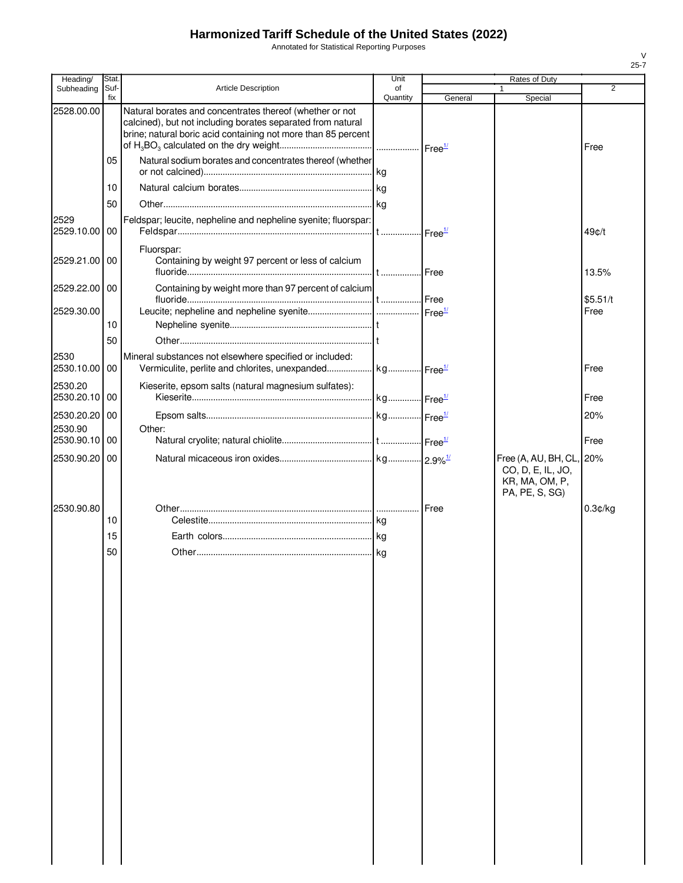# Harmonized Tariff Schedule of the United States (2022)

Annotated for Statistical Reporting Purposes

| Heading/ Subheading | Stat. Suf- fix | Article Description | Unit of Quantity | Rates of Duty 1 General | Special | 2 |
|---|---|---|---|---|---|---|
| 2528.00.00 | | Natural borates and concentrates thereof (whether or not calcined), but not including borates separated from natural brine; natural boric acid containing not more than 85 percent of $H_3BO_3$ calculated on the dry weight | | Free[1/] | | Free |
| | 05 | Natural sodium borates and concentrates thereof (whether or not calcined) | kg | | | |
| | 10 | Natural calcium borates | kg | | | |
| | 50 | Other | kg | | | |
| 2529 | | Feldspar; leucite, nepheline and nepheline syenite; fluorspar: | | | | |
| 2529.10.00 | 00 | Feldspar | t | Free[1/] | | 49¢/t |
| | | Fluorspar: | | | | |
| 2529.21.00 | 00 | Containing by weight 97 percent or less of calcium fluoride | t | Free | | 13.5% |
| 2529.22.00 | 00 | Containing by weight more than 97 percent of calcium fluoride | t | Free | | $5.51/t |
| 2529.30.00 | | Leucite; nepheline and nepheline syenite | | Free[1/] | | Free |
| | 10 | Nepheline syenite | t | | | |
| | 50 | Other | t | | | |
| 2530 | | Mineral substances not elsewhere specified or included: | | | | |
| 2530.10.00 | 00 | Vermiculite, perlite and chlorites, unexpanded | kg | Free[1/] | | Free |
| 2530.20 | | Kieserite, epsom salts (natural magnesium sulfates): | | | | |
| 2530.20.10 | 00 | Kieserite | kg | Free[1/] | | Free |
| 2530.20.20 | 00 | Epsom salts | kg | Free[1/] | | 20% |
| 2530.90 | | Other: | | | | |
| 2530.90.10 | 00 | Natural cryolite; natural chiolite | t | Free[1/] | | Free |
| 2530.90.20 | 00 | Natural micaceous iron oxides | kg | 2.9%[1/] | Free (A, AU, BH, CL, CO, D, E, IL, JO, KR, MA, OM, P, PA, PE, S, SG) | 20% |
| 2530.90.80 | | Other | | Free | | 0.3¢/kg |
| | 10 | Celestite | kg | | | |
| | 15 | Earth colors | kg | | | |
| | 50 | Other | kg | | | |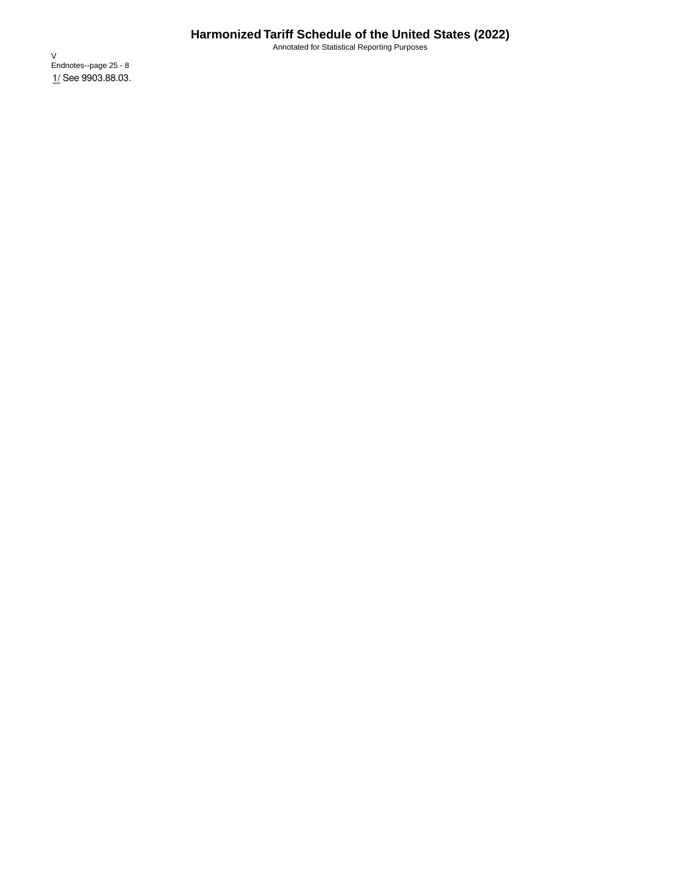1/ See 9903.88.03.